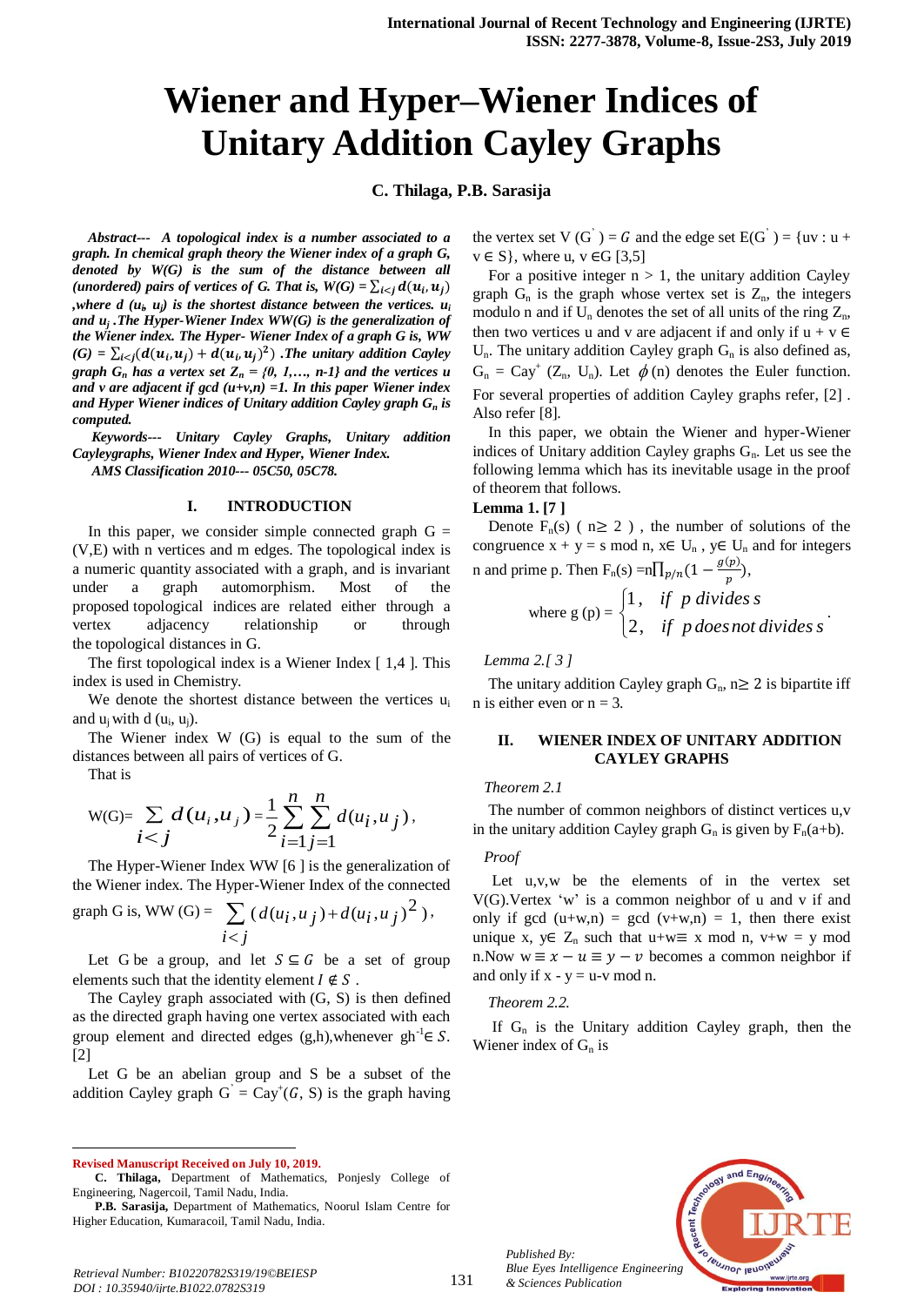# Wiener and Hyper–Wiener Indices of Unitary Addition Cayley Graphs

**C. Thilaga, P.B. Sarasija**

***Abstract---*** ***A topological index is a number associated to a graph. In chemical graph theory the Wiener index of a graph G, denoted by W(G) is the sum of the distance between all (unordered) pairs of vertices of G. That is, W(G) =*** $\sum_{i<j} d(u_i,u_j)$ ***,where d*** $(u_i, u_j)$ ***is the shortest distance between the vertices.*** $u_i$ ***and*** $u_j$ ***.The Hyper-Wiener index WW(G) is the generalization of the Wiener index. The Hyper- Wiener Index of a graph G is, WW (G) =*** $\sum_{i<j}(d(u_i,u_j) + d(u_i,u_j)^2)$ ***.The unitary addition Cayley graph*** $G_n$ ***has a vertex set*** $Z_n = \{0, 1,\dots, n\text{-}1\}$ ***and the vertices u and v are adjacent if gcd (u+v,n) =1. In this paper Wiener index and Hyper Wiener indices of Unitary addition Cayley graph*** $G_n$ ***is computed.***

***Keywords---*** ***Unitary Cayley Graphs, Unitary addition Cayleygraphs, Wiener Index and Hyper, Wiener Index.***

***AMS Classification 2010--- 05C50, 05C78.***

## I. INTRODUCTION

In this paper, we consider simple connected graph G = (V,E) with n vertices and m edges. The topological index is a numeric quantity associated with a graph, and is invariant under a graph automorphism. Most of the proposed topological indices are related either through a vertex adjacency relationship or through the topological distances in G.

The first topological index is a Wiener Index [ 1,4 ]. This index is used in Chemistry.

We denote the shortest distance between the vertices $u_i$ and $u_j$ with d $(u_i, u_j)$.

The Wiener index W (G) is equal to the sum of the distances between all pairs of vertices of G.

That is

$$W(G)=\sum_{i<j} d(u_i,u_j)=\frac{1}{2}\sum_{i=1}^{n}\sum_{j=1}^{n} d(u_i,u_j),$$

The Hyper-Wiener Index WW [6 ] is the generalization of the Wiener index. The Hyper-Wiener Index of the connected graph G is, WW (G) = $\sum_{i<j}(d(u_i,u_j)+d(u_i,u_j)^2)$,

Let G be a group, and let $S \subseteq G$ be a set of group elements such that the identity element $I \notin S$.

The Cayley graph associated with (G, S) is then defined as the directed graph having one vertex associated with each group element and directed edges (g,h),whenever $gh^{-1} \in S$. [2]

Let G be an abelian group and S be a subset of the addition Cayley graph $G' = Cay^{+}(G, S)$ is the graph having the vertex set $V(G') = G$ and the edge set $E(G') = \{uv : u + v \in S\}$, where u, v $\in$G [3,5]

For a positive integer n > 1, the unitary addition Cayley graph $G_n$ is the graph whose vertex set is $Z_n$, the integers modulo n and if $U_n$ denotes the set of all units of the ring $Z_n$, then two vertices u and v are adjacent if and only if $u + v \in U_n$. The unitary addition Cayley graph $G_n$ is also defined as, $G_n = Cay^{+}(Z_n, U_n)$. Let $\phi(n)$ denotes the Euler function. For several properties of addition Cayley graphs refer, [2] . Also refer [8].

In this paper, we obtain the Wiener and hyper-Wiener indices of Unitary addition Cayley graphs $G_n$. Let us see the following lemma which has its inevitable usage in the proof of theorem that follows.

**Lemma 1. [7 ]**

Denote $F_n(s)$ ( $n \geq 2$ ) , the number of solutions of the congruence x + y = s mod n, x$\in$ $U_n$ , y$\in$ $U_n$ and for integers n and prime p. Then $F_n(s) = n\prod_{p/n}(1-\frac{g(p)}{p})$,

$$\text{where } g(p) = \begin{cases} 1, & \text{if } p \text{ divides } s \\ 2, & \text{if } p \text{ does not divides } s \end{cases}.$$

*Lemma 2.[ 3 ]*

The unitary addition Cayley graph $G_n$, $n \geq 2$ is bipartite iff n is either even or n = 3.

## II. WIENER INDEX OF UNITARY ADDITION CAYLEY GRAPHS

*Theorem 2.1*

The number of common neighbors of distinct vertices u,v in the unitary addition Cayley graph $G_n$ is given by $F_n(a+b)$.

*Proof*

Let u,v,w be the elements of in the vertex set V(G).Vertex 'w' is a common neighbor of u and v if and only if gcd (u+w,n) = gcd (v+w,n) = 1, then there exist unique x, y$\in$ $Z_n$ such that u+w$\equiv$ x mod n, v+w = y mod n.Now $w \equiv x - u \equiv y - v$ becomes a common neighbor if and only if x - y = u-v mod n.

*Theorem 2.2.*

If $G_n$ is the Unitary addition Cayley graph, then the Wiener index of $G_n$ is

---

**Revised Manuscript Received on July 10, 2019.**

**C. Thilaga,** Department of Mathematics, Ponjesly College of Engineering, Nagercoil, Tamil Nadu, India.

**P.B. Sarasija,** Department of Mathematics, Noorul Islam Centre for Higher Education, Kumaracoil, Tamil Nadu, India.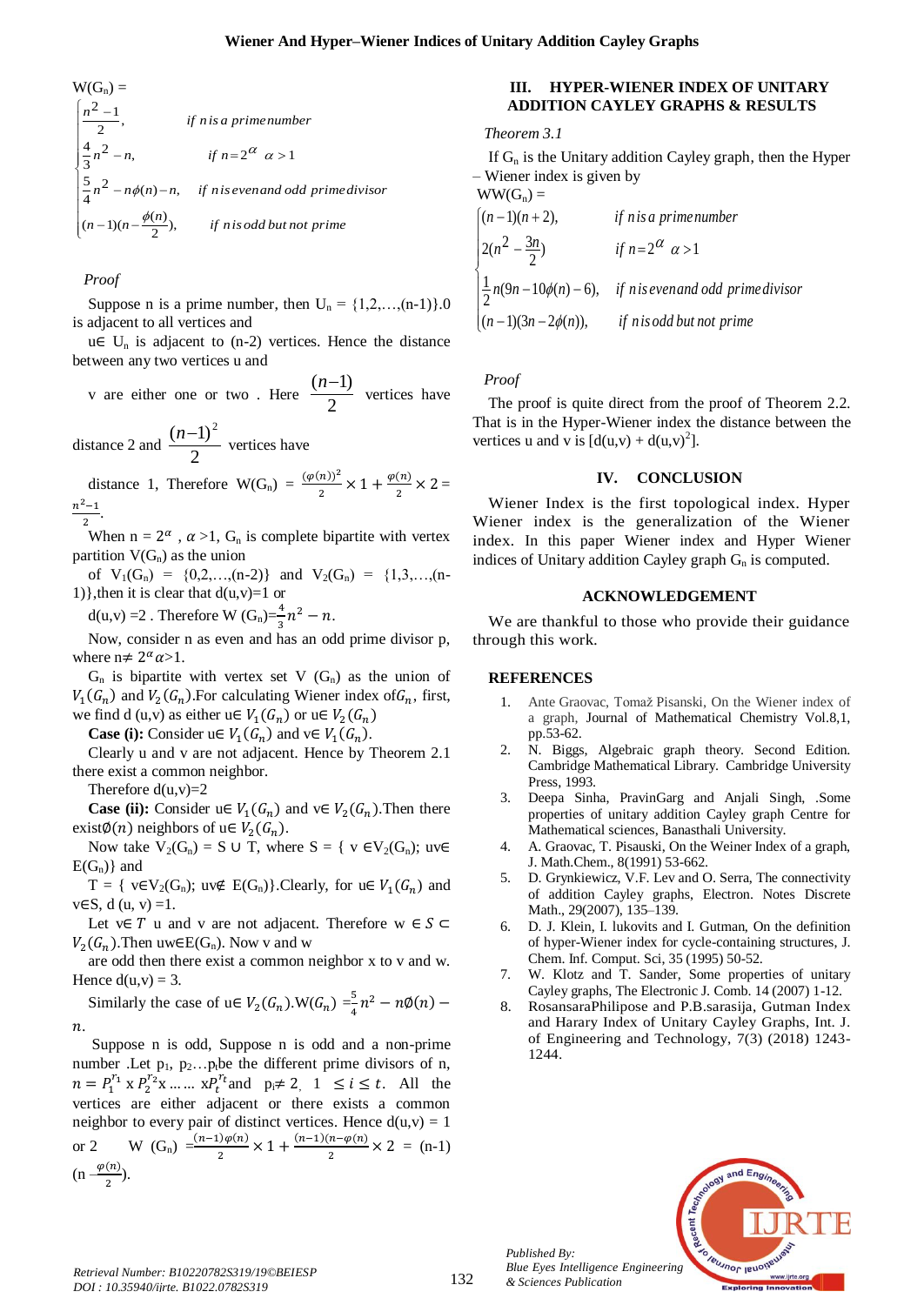W(G_n) =

$$W(G_n)=\begin{cases}\frac{n^2-1}{2}, & \text{if } n \text{ is a prime number}\\ \frac{4}{3}n^2-n, & \text{if } n=2^{\alpha}\ \alpha>1\\ \frac{5}{4}n^2-n\phi(n)-n, & \text{if } n \text{ is even and odd prime divisor}\\ (n-1)(n-\frac{\phi(n)}{2}), & \text{if } n \text{ is odd but not prime}\end{cases}$$

*Proof*

Suppose n is a prime number, then $U_n$ = {1,2,…,(n-1)}.0 is adjacent to all vertices and

u∈ $U_n$ is adjacent to (n-2) vertices. Hence the distance between any two vertices u and

v are either one or two . Here $\frac{(n-1)}{2}$ vertices have distance 2 and $\frac{(n-1)^2}{2}$ vertices have

distance 1, Therefore W($G_n$) = $\frac{(\varphi(n))^2}{2}\times 1+\frac{\varphi(n)}{2}\times 2=\frac{n^2-1}{2}$.

When n = $2^{\alpha}$ , $\alpha$ >1, $G_n$ is complete bipartite with vertex partition V($G_n$) as the union

of $V_1(G_n)$ = {0,2,…,(n-2)} and $V_2(G_n)$ = {1,3,…,(n-1)},then it is clear that d(u,v)=1 or

d(u,v) =2 . Therefore W ($G_n$)=$\frac{4}{3}n^2-n$.

Now, consider n as even and has an odd prime divisor p, where n≠ $2^{\alpha}\alpha$>1.

$G_n$ is bipartite with vertex set V ($G_n$) as the union of $V_1(G_n)$ and $V_2(G_n)$.For calculating Wiener index of$G_n$, first, we find d (u,v) as either u∈ $V_1(G_n)$ or u∈ $V_2(G_n)$

**Case (i):** Consider u∈ $V_1(G_n)$ and v∈ $V_1(G_n)$.

Clearly u and v are not adjacent. Hence by Theorem 2.1 there exist a common neighbor.

Therefore d(u,v)=2

**Case (ii):** Consider u∈ $V_1(G_n)$ and v∈ $V_2(G_n)$.Then there exist$\emptyset(n)$ neighbors of u∈ $V_2(G_n)$.

Now take $V_2(G_n)$ = S ∪ T, where S = { v ∈$V_2(G_n)$; uv∈ E($G_n$)} and

T = { v∈$V_2(G_n)$; uv∉ E($G_n$)}.Clearly, for u∈ $V_1(G_n)$ and v∈S, d (u, v) =1.

Let v∈ $T$ u and v are not adjacent. Therefore w ∈ $S\subset V_2(G_n)$.Then uw∈E($G_n$). Now v and w

are odd then there exist a common neighbor x to v and w. Hence d(u,v) = 3.

Similarly the case of u∈ $V_2(G_n)$.$W(G_n)=\frac{5}{4}n^2-n\emptyset(n)-n$.

Suppose n is odd, Suppose n is odd and a non-prime number .Let $p_1$, $p_2$…$p_t$be the different prime divisors of n, $n=P_1^{r_1}$ x $P_2^{r_2}$x ….. x$P_t^{r_t}$and $p_i$≠ 2, $1\ \leq i\leq t$. All the vertices are either adjacent or there exists a common neighbor to every pair of distinct vertices. Hence d(u,v) = 1 or 2 W ($G_n$) =$\frac{(n-1)\varphi(n)}{2}\times 1+\frac{(n-1)(n-\varphi(n))}{2}\times 2$ = (n-1) (n -$\frac{\varphi(n)}{2}$).

## III. HYPER-WIENER INDEX OF UNITARY ADDITION CAYLEY GRAPHS & RESULTS

*Theorem 3.1*

If $G_n$ is the Unitary addition Cayley graph, then the Hyper – Wiener index is given by

WW($G_n$) =

$$WW(G_n)=\begin{cases}(n-1)(n+2), & \text{if } n \text{ is a prime number}\\ 2(n^2-\frac{3n}{2}) & \text{if } n=2^{\alpha}\ \alpha>1\\ \frac{1}{2}n(9n-10\phi(n)-6), & \text{if } n \text{ is even and odd prime divisor}\\ (n-1)(3n-2\phi(n)), & \text{if } n \text{ is odd but not prime}\end{cases}$$

*Proof*

The proof is quite direct from the proof of Theorem 2.2. That is in the Hyper-Wiener index the distance between the vertices u and v is [d(u,v) + d(u,v)$^2$].

## IV. CONCLUSION

Wiener Index is the first topological index. Hyper Wiener index is the generalization of the Wiener index. In this paper Wiener index and Hyper Wiener indices of Unitary addition Cayley graph $G_n$ is computed.

## ACKNOWLEDGEMENT

We are thankful to those who provide their guidance through this work.

## REFERENCES

1. Ante Graovac, Tomaž Pisanski, On the Wiener index of a graph, Journal of Mathematical Chemistry Vol.8,1, pp.53-62.
2. N. Biggs, Algebraic graph theory. Second Edition. Cambridge Mathematical Library. Cambridge University Press, 1993.
3. Deepa Sinha, PravinGarg and Anjali Singh, .Some properties of unitary addition Cayley graph Centre for Mathematical sciences, Banasthali University.
4. A. Graovac, T. Pisauski, On the Weiner Index of a graph, J. Math.Chem., 8(1991) 53-662.
5. D. Grynkiewicz, V.F. Lev and O. Serra, The connectivity of addition Cayley graphs, Electron. Notes Discrete Math., 29(2007), 135–139.
6. D. J. Klein, I. lukovits and I. Gutman, On the definition of hyper-Wiener index for cycle-containing structures, J. Chem. Inf. Comput. Sci, 35 (1995) 50-52.
7. W. Klotz and T. Sander, Some properties of unitary Cayley graphs, The Electronic J. Comb. 14 (2007) 1-12.
8. RosansaraPhilipose and P.B.sarasija, Gutman Index and Harary Index of Unitary Cayley Graphs, Int. J. of Engineering and Technology, 7(3) (2018) 1243-1244.